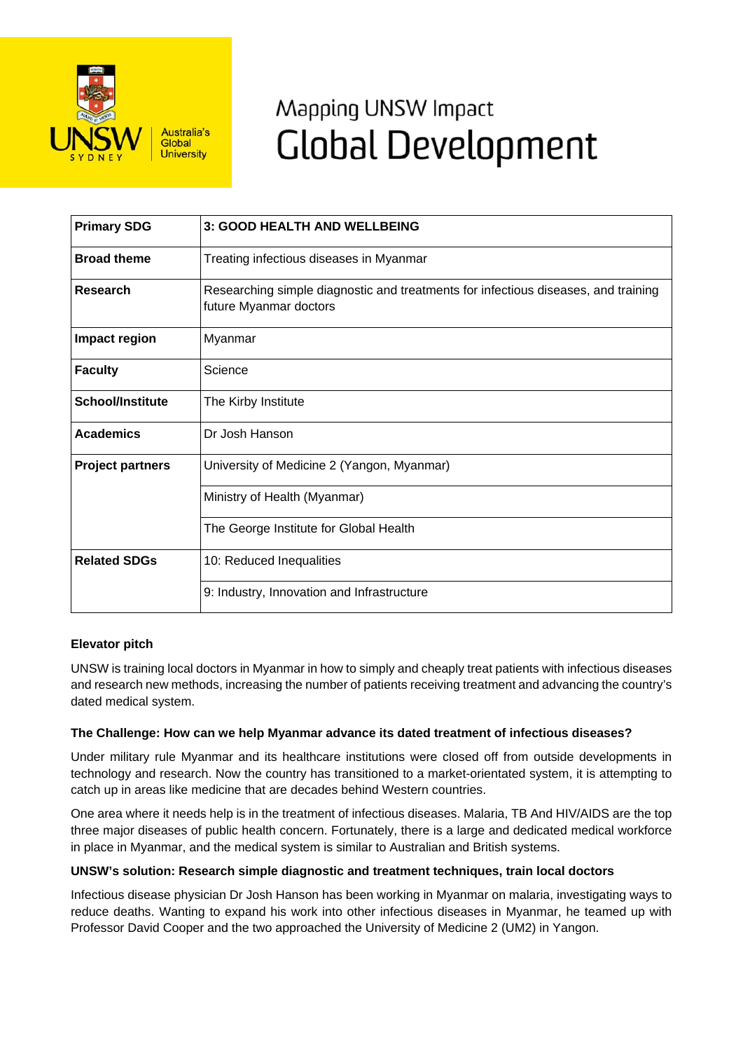# Mapping UNSW Impact
# Global Development

| | |
|---|---|
| **Primary SDG** | **3: GOOD HEALTH AND WELLBEING** |
| **Broad theme** | Treating infectious diseases in Myanmar |
| **Research** | Researching simple diagnostic and treatments for infectious diseases, and training future Myanmar doctors |
| **Impact region** | Myanmar |
| **Faculty** | Science |
| **School/Institute** | The Kirby Institute |
| **Academics** | Dr Josh Hanson |
| **Project partners** | University of Medicine 2 (Yangon, Myanmar) |
| | Ministry of Health (Myanmar) |
| | The George Institute for Global Health |
| **Related SDGs** | 10: Reduced Inequalities |
| | 9: Industry, Innovation and Infrastructure |

**Elevator pitch**

UNSW is training local doctors in Myanmar in how to simply and cheaply treat patients with infectious diseases and research new methods, increasing the number of patients receiving treatment and advancing the country's dated medical system.

**The Challenge: How can we help Myanmar advance its dated treatment of infectious diseases?**

Under military rule Myanmar and its healthcare institutions were closed off from outside developments in technology and research. Now the country has transitioned to a market-orientated system, it is attempting to catch up in areas like medicine that are decades behind Western countries.

One area where it needs help is in the treatment of infectious diseases. Malaria, TB And HIV/AIDS are the top three major diseases of public health concern. Fortunately, there is a large and dedicated medical workforce in place in Myanmar, and the medical system is similar to Australian and British systems.

**UNSW's solution: Research simple diagnostic and treatment techniques, train local doctors**

Infectious disease physician Dr Josh Hanson has been working in Myanmar on malaria, investigating ways to reduce deaths. Wanting to expand his work into other infectious diseases in Myanmar, he teamed up with Professor David Cooper and the two approached the University of Medicine 2 (UM2) in Yangon.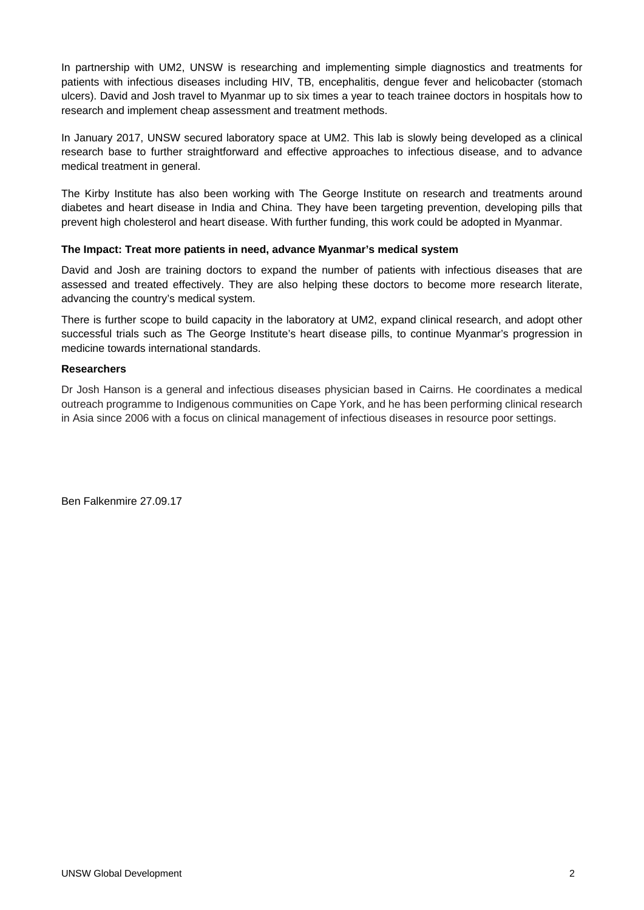In partnership with UM2, UNSW is researching and implementing simple diagnostics and treatments for patients with infectious diseases including HIV, TB, encephalitis, dengue fever and helicobacter (stomach ulcers). David and Josh travel to Myanmar up to six times a year to teach trainee doctors in hospitals how to research and implement cheap assessment and treatment methods.

In January 2017, UNSW secured laboratory space at UM2. This lab is slowly being developed as a clinical research base to further straightforward and effective approaches to infectious disease, and to advance medical treatment in general.

The Kirby Institute has also been working with The George Institute on research and treatments around diabetes and heart disease in India and China. They have been targeting prevention, developing pills that prevent high cholesterol and heart disease. With further funding, this work could be adopted in Myanmar.

**The Impact: Treat more patients in need, advance Myanmar's medical system**

David and Josh are training doctors to expand the number of patients with infectious diseases that are assessed and treated effectively. They are also helping these doctors to become more research literate, advancing the country's medical system.

There is further scope to build capacity in the laboratory at UM2, expand clinical research, and adopt other successful trials such as The George Institute's heart disease pills, to continue Myanmar's progression in medicine towards international standards.

**Researchers**

Dr Josh Hanson is a general and infectious diseases physician based in Cairns. He coordinates a medical outreach programme to Indigenous communities on Cape York, and he has been performing clinical research in Asia since 2006 with a focus on clinical management of infectious diseases in resource poor settings.

Ben Falkenmire 27.09.17